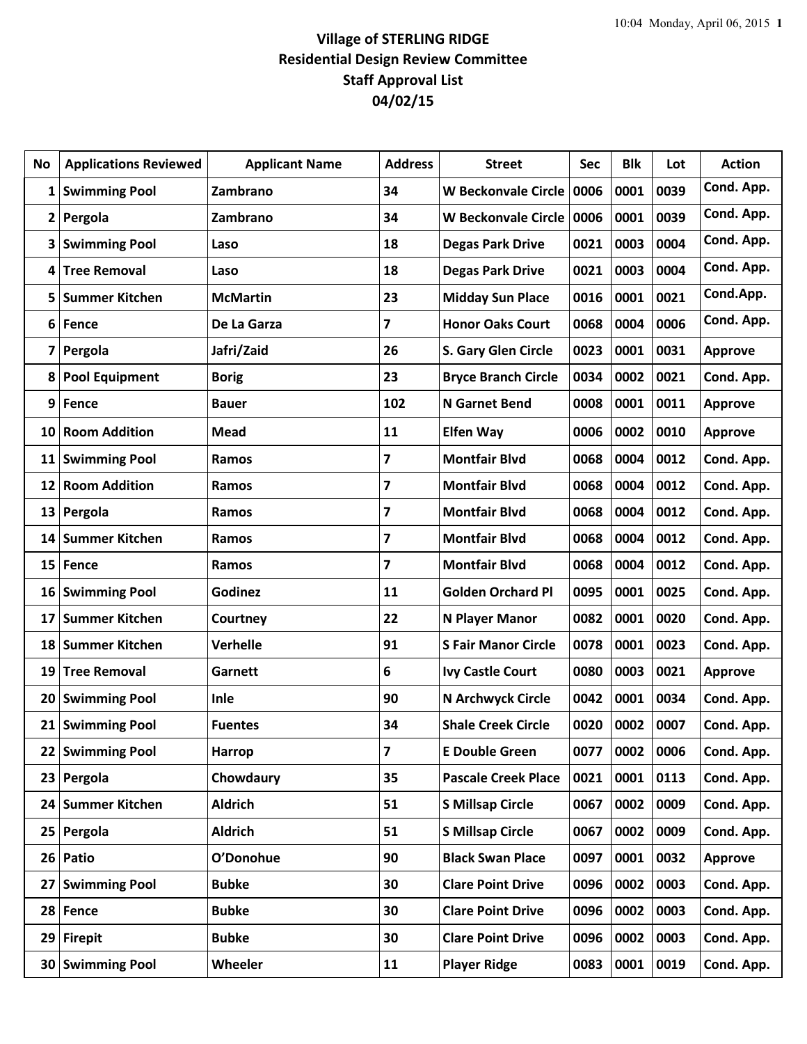# Village of STERLING RIDGE
## Residential Design Review Committee
## Staff Approval List
## 04/02/15

| No | Applications Reviewed | Applicant Name | Address | Street | Sec | Blk | Lot | Action |
|---|---|---|---|---|---|---|---|---|
| 1 | Swimming Pool | Zambrano | 34 | W Beckonvale Circle | 0006 | 0001 | 0039 | Cond. App. |
| 2 | Pergola | Zambrano | 34 | W Beckonvale Circle | 0006 | 0001 | 0039 | Cond. App. |
| 3 | Swimming Pool | Laso | 18 | Degas Park Drive | 0021 | 0003 | 0004 | Cond. App. |
| 4 | Tree Removal | Laso | 18 | Degas Park Drive | 0021 | 0003 | 0004 | Cond. App. |
| 5 | Summer Kitchen | McMartin | 23 | Midday Sun Place | 0016 | 0001 | 0021 | Cond.App. |
| 6 | Fence | De La Garza | 7 | Honor Oaks Court | 0068 | 0004 | 0006 | Cond. App. |
| 7 | Pergola | Jafri/Zaid | 26 | S. Gary Glen Circle | 0023 | 0001 | 0031 | Approve |
| 8 | Pool Equipment | Borig | 23 | Bryce Branch Circle | 0034 | 0002 | 0021 | Cond. App. |
| 9 | Fence | Bauer | 102 | N Garnet Bend | 0008 | 0001 | 0011 | Approve |
| 10 | Room Addition | Mead | 11 | Elfen Way | 0006 | 0002 | 0010 | Approve |
| 11 | Swimming Pool | Ramos | 7 | Montfair Blvd | 0068 | 0004 | 0012 | Cond. App. |
| 12 | Room Addition | Ramos | 7 | Montfair Blvd | 0068 | 0004 | 0012 | Cond. App. |
| 13 | Pergola | Ramos | 7 | Montfair Blvd | 0068 | 0004 | 0012 | Cond. App. |
| 14 | Summer Kitchen | Ramos | 7 | Montfair Blvd | 0068 | 0004 | 0012 | Cond. App. |
| 15 | Fence | Ramos | 7 | Montfair Blvd | 0068 | 0004 | 0012 | Cond. App. |
| 16 | Swimming Pool | Godinez | 11 | Golden Orchard Pl | 0095 | 0001 | 0025 | Cond. App. |
| 17 | Summer Kitchen | Courtney | 22 | N Player Manor | 0082 | 0001 | 0020 | Cond. App. |
| 18 | Summer Kitchen | Verhelle | 91 | S Fair Manor Circle | 0078 | 0001 | 0023 | Cond. App. |
| 19 | Tree Removal | Garnett | 6 | Ivy Castle Court | 0080 | 0003 | 0021 | Approve |
| 20 | Swimming Pool | Inle | 90 | N Archwyck Circle | 0042 | 0001 | 0034 | Cond. App. |
| 21 | Swimming Pool | Fuentes | 34 | Shale Creek Circle | 0020 | 0002 | 0007 | Cond. App. |
| 22 | Swimming Pool | Harrop | 7 | E Double Green | 0077 | 0002 | 0006 | Cond. App. |
| 23 | Pergola | Chowdaury | 35 | Pascale Creek Place | 0021 | 0001 | 0113 | Cond. App. |
| 24 | Summer Kitchen | Aldrich | 51 | S Millsap Circle | 0067 | 0002 | 0009 | Cond. App. |
| 25 | Pergola | Aldrich | 51 | S Millsap Circle | 0067 | 0002 | 0009 | Cond. App. |
| 26 | Patio | O'Donohue | 90 | Black Swan Place | 0097 | 0001 | 0032 | Approve |
| 27 | Swimming Pool | Bubke | 30 | Clare Point Drive | 0096 | 0002 | 0003 | Cond. App. |
| 28 | Fence | Bubke | 30 | Clare Point Drive | 0096 | 0002 | 0003 | Cond. App. |
| 29 | Firepit | Bubke | 30 | Clare Point Drive | 0096 | 0002 | 0003 | Cond. App. |
| 30 | Swimming Pool | Wheeler | 11 | Player Ridge | 0083 | 0001 | 0019 | Cond. App. |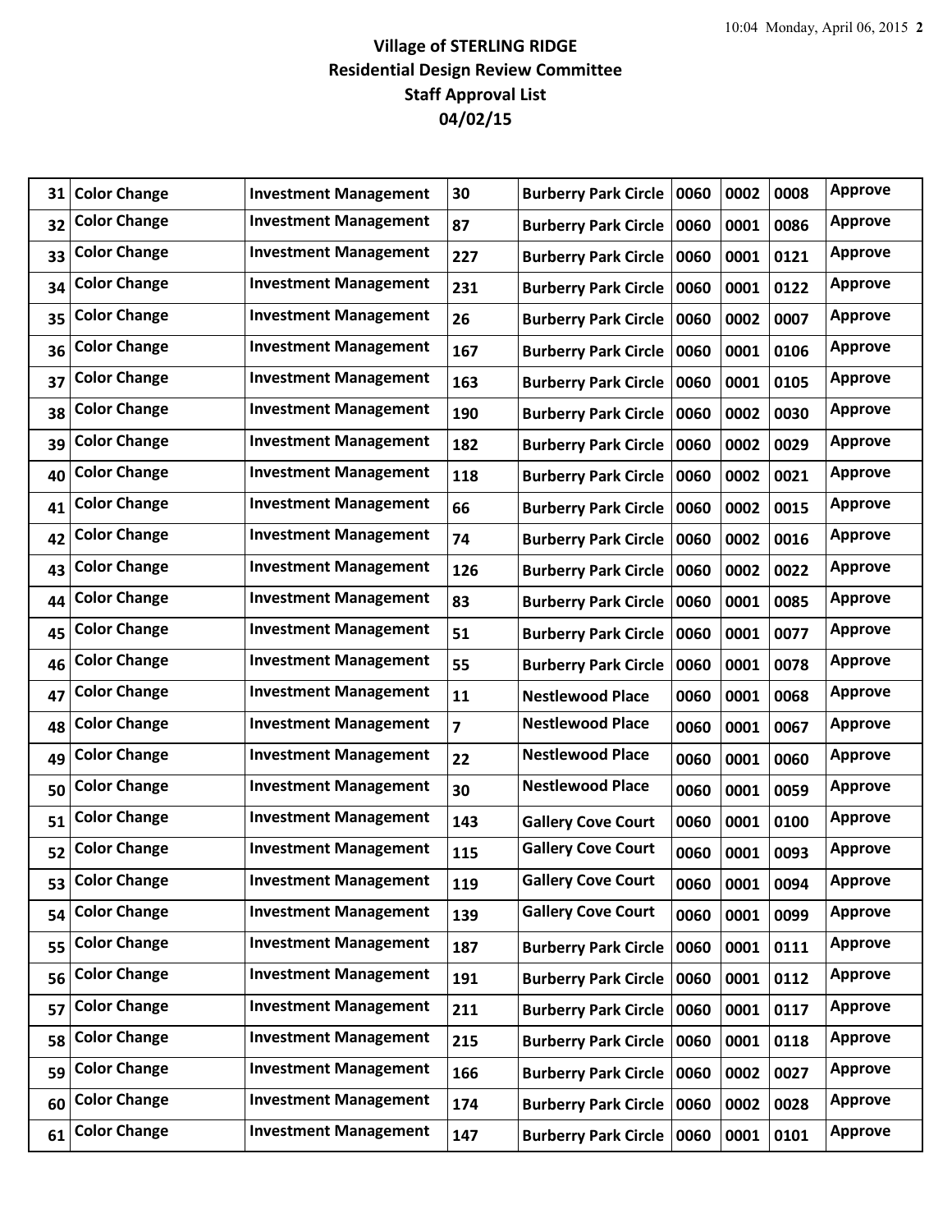**Village of STERLING RIDGE**

**Residential Design Review Committee**

**Staff Approval List**

**04/02/15**

| | | | | | | | | |
|---|---|---|---|---|---|---|---|---|
| 31 | Color Change | Investment Management | 30 | Burberry Park Circle | 0060 | 0002 | 0008 | Approve |
| 32 | Color Change | Investment Management | 87 | Burberry Park Circle | 0060 | 0001 | 0086 | Approve |
| 33 | Color Change | Investment Management | 227 | Burberry Park Circle | 0060 | 0001 | 0121 | Approve |
| 34 | Color Change | Investment Management | 231 | Burberry Park Circle | 0060 | 0001 | 0122 | Approve |
| 35 | Color Change | Investment Management | 26 | Burberry Park Circle | 0060 | 0002 | 0007 | Approve |
| 36 | Color Change | Investment Management | 167 | Burberry Park Circle | 0060 | 0001 | 0106 | Approve |
| 37 | Color Change | Investment Management | 163 | Burberry Park Circle | 0060 | 0001 | 0105 | Approve |
| 38 | Color Change | Investment Management | 190 | Burberry Park Circle | 0060 | 0002 | 0030 | Approve |
| 39 | Color Change | Investment Management | 182 | Burberry Park Circle | 0060 | 0002 | 0029 | Approve |
| 40 | Color Change | Investment Management | 118 | Burberry Park Circle | 0060 | 0002 | 0021 | Approve |
| 41 | Color Change | Investment Management | 66 | Burberry Park Circle | 0060 | 0002 | 0015 | Approve |
| 42 | Color Change | Investment Management | 74 | Burberry Park Circle | 0060 | 0002 | 0016 | Approve |
| 43 | Color Change | Investment Management | 126 | Burberry Park Circle | 0060 | 0002 | 0022 | Approve |
| 44 | Color Change | Investment Management | 83 | Burberry Park Circle | 0060 | 0001 | 0085 | Approve |
| 45 | Color Change | Investment Management | 51 | Burberry Park Circle | 0060 | 0001 | 0077 | Approve |
| 46 | Color Change | Investment Management | 55 | Burberry Park Circle | 0060 | 0001 | 0078 | Approve |
| 47 | Color Change | Investment Management | 11 | Nestlewood Place | 0060 | 0001 | 0068 | Approve |
| 48 | Color Change | Investment Management | 7 | Nestlewood Place | 0060 | 0001 | 0067 | Approve |
| 49 | Color Change | Investment Management | 22 | Nestlewood Place | 0060 | 0001 | 0060 | Approve |
| 50 | Color Change | Investment Management | 30 | Nestlewood Place | 0060 | 0001 | 0059 | Approve |
| 51 | Color Change | Investment Management | 143 | Gallery Cove Court | 0060 | 0001 | 0100 | Approve |
| 52 | Color Change | Investment Management | 115 | Gallery Cove Court | 0060 | 0001 | 0093 | Approve |
| 53 | Color Change | Investment Management | 119 | Gallery Cove Court | 0060 | 0001 | 0094 | Approve |
| 54 | Color Change | Investment Management | 139 | Gallery Cove Court | 0060 | 0001 | 0099 | Approve |
| 55 | Color Change | Investment Management | 187 | Burberry Park Circle | 0060 | 0001 | 0111 | Approve |
| 56 | Color Change | Investment Management | 191 | Burberry Park Circle | 0060 | 0001 | 0112 | Approve |
| 57 | Color Change | Investment Management | 211 | Burberry Park Circle | 0060 | 0001 | 0117 | Approve |
| 58 | Color Change | Investment Management | 215 | Burberry Park Circle | 0060 | 0001 | 0118 | Approve |
| 59 | Color Change | Investment Management | 166 | Burberry Park Circle | 0060 | 0002 | 0027 | Approve |
| 60 | Color Change | Investment Management | 174 | Burberry Park Circle | 0060 | 0002 | 0028 | Approve |
| 61 | Color Change | Investment Management | 147 | Burberry Park Circle | 0060 | 0001 | 0101 | Approve |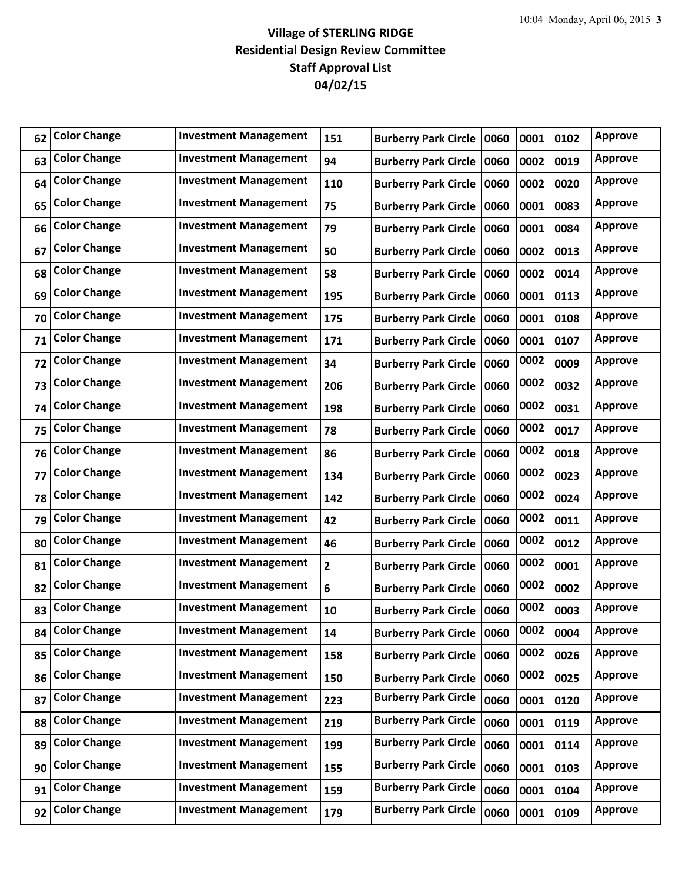# Village of STERLING RIDGE
## Residential Design Review Committee
## Staff Approval List
## 04/02/15

| | | | | | | | | |
|---|---|---|---|---|---|---|---|---|
| 62 | Color Change | Investment Management | 151 | Burberry Park Circle | 0060 | 0001 | 0102 | Approve |
| 63 | Color Change | Investment Management | 94 | Burberry Park Circle | 0060 | 0002 | 0019 | Approve |
| 64 | Color Change | Investment Management | 110 | Burberry Park Circle | 0060 | 0002 | 0020 | Approve |
| 65 | Color Change | Investment Management | 75 | Burberry Park Circle | 0060 | 0001 | 0083 | Approve |
| 66 | Color Change | Investment Management | 79 | Burberry Park Circle | 0060 | 0001 | 0084 | Approve |
| 67 | Color Change | Investment Management | 50 | Burberry Park Circle | 0060 | 0002 | 0013 | Approve |
| 68 | Color Change | Investment Management | 58 | Burberry Park Circle | 0060 | 0002 | 0014 | Approve |
| 69 | Color Change | Investment Management | 195 | Burberry Park Circle | 0060 | 0001 | 0113 | Approve |
| 70 | Color Change | Investment Management | 175 | Burberry Park Circle | 0060 | 0001 | 0108 | Approve |
| 71 | Color Change | Investment Management | 171 | Burberry Park Circle | 0060 | 0001 | 0107 | Approve |
| 72 | Color Change | Investment Management | 34 | Burberry Park Circle | 0060 | 0002 | 0009 | Approve |
| 73 | Color Change | Investment Management | 206 | Burberry Park Circle | 0060 | 0002 | 0032 | Approve |
| 74 | Color Change | Investment Management | 198 | Burberry Park Circle | 0060 | 0002 | 0031 | Approve |
| 75 | Color Change | Investment Management | 78 | Burberry Park Circle | 0060 | 0002 | 0017 | Approve |
| 76 | Color Change | Investment Management | 86 | Burberry Park Circle | 0060 | 0002 | 0018 | Approve |
| 77 | Color Change | Investment Management | 134 | Burberry Park Circle | 0060 | 0002 | 0023 | Approve |
| 78 | Color Change | Investment Management | 142 | Burberry Park Circle | 0060 | 0002 | 0024 | Approve |
| 79 | Color Change | Investment Management | 42 | Burberry Park Circle | 0060 | 0002 | 0011 | Approve |
| 80 | Color Change | Investment Management | 46 | Burberry Park Circle | 0060 | 0002 | 0012 | Approve |
| 81 | Color Change | Investment Management | 2 | Burberry Park Circle | 0060 | 0002 | 0001 | Approve |
| 82 | Color Change | Investment Management | 6 | Burberry Park Circle | 0060 | 0002 | 0002 | Approve |
| 83 | Color Change | Investment Management | 10 | Burberry Park Circle | 0060 | 0002 | 0003 | Approve |
| 84 | Color Change | Investment Management | 14 | Burberry Park Circle | 0060 | 0002 | 0004 | Approve |
| 85 | Color Change | Investment Management | 158 | Burberry Park Circle | 0060 | 0002 | 0026 | Approve |
| 86 | Color Change | Investment Management | 150 | Burberry Park Circle | 0060 | 0002 | 0025 | Approve |
| 87 | Color Change | Investment Management | 223 | Burberry Park Circle | 0060 | 0001 | 0120 | Approve |
| 88 | Color Change | Investment Management | 219 | Burberry Park Circle | 0060 | 0001 | 0119 | Approve |
| 89 | Color Change | Investment Management | 199 | Burberry Park Circle | 0060 | 0001 | 0114 | Approve |
| 90 | Color Change | Investment Management | 155 | Burberry Park Circle | 0060 | 0001 | 0103 | Approve |
| 91 | Color Change | Investment Management | 159 | Burberry Park Circle | 0060 | 0001 | 0104 | Approve |
| 92 | Color Change | Investment Management | 179 | Burberry Park Circle | 0060 | 0001 | 0109 | Approve |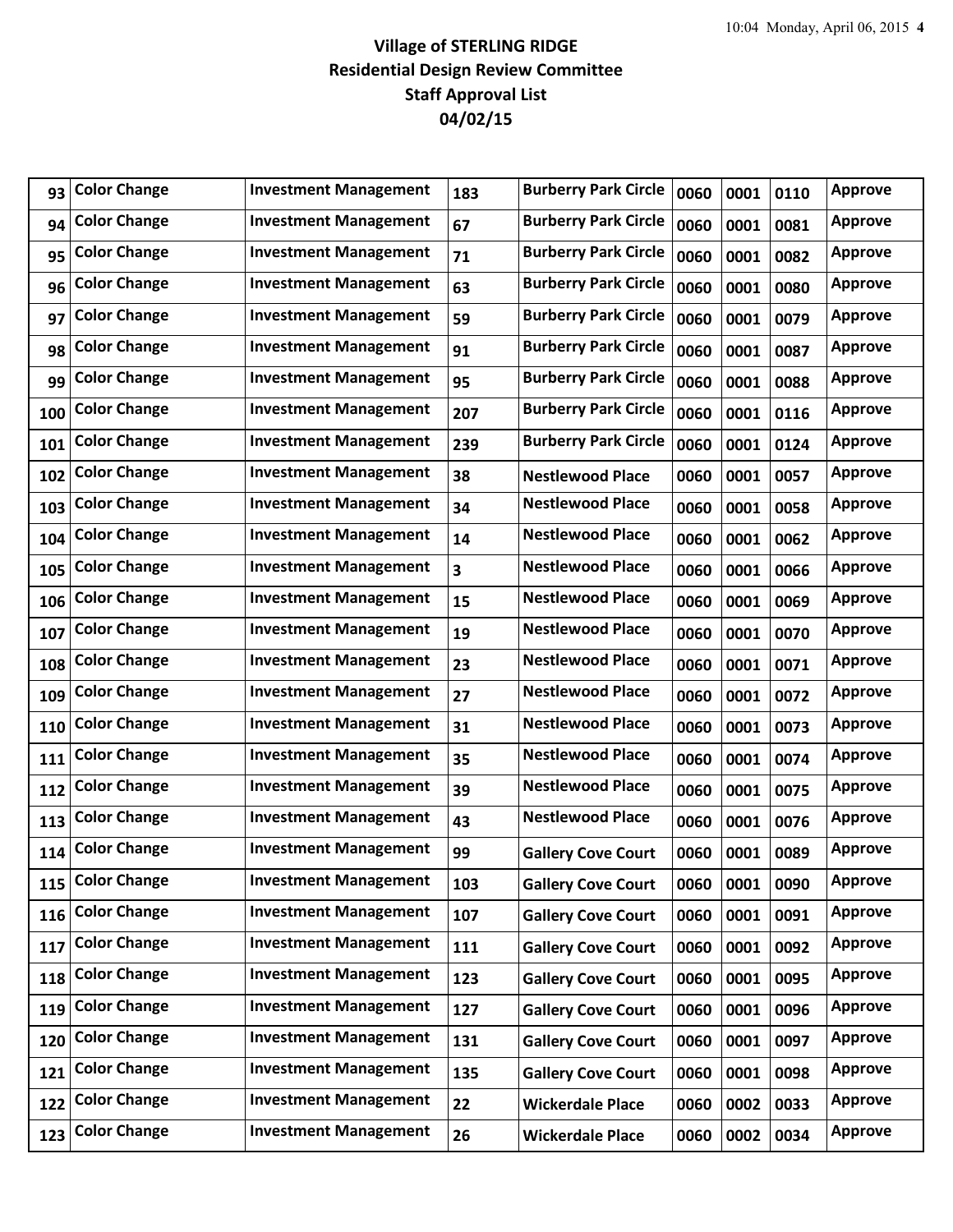**Village of STERLING RIDGE**
**Residential Design Review Committee**
**Staff Approval List**
**04/02/15**

| | | | | | | | | |
|---|---|---|---|---|---|---|---|---|
| 93 | Color Change | Investment Management | 183 | Burberry Park Circle | 0060 | 0001 | 0110 | Approve |
| 94 | Color Change | Investment Management | 67 | Burberry Park Circle | 0060 | 0001 | 0081 | Approve |
| 95 | Color Change | Investment Management | 71 | Burberry Park Circle | 0060 | 0001 | 0082 | Approve |
| 96 | Color Change | Investment Management | 63 | Burberry Park Circle | 0060 | 0001 | 0080 | Approve |
| 97 | Color Change | Investment Management | 59 | Burberry Park Circle | 0060 | 0001 | 0079 | Approve |
| 98 | Color Change | Investment Management | 91 | Burberry Park Circle | 0060 | 0001 | 0087 | Approve |
| 99 | Color Change | Investment Management | 95 | Burberry Park Circle | 0060 | 0001 | 0088 | Approve |
| 100 | Color Change | Investment Management | 207 | Burberry Park Circle | 0060 | 0001 | 0116 | Approve |
| 101 | Color Change | Investment Management | 239 | Burberry Park Circle | 0060 | 0001 | 0124 | Approve |
| 102 | Color Change | Investment Management | 38 | Nestlewood Place | 0060 | 0001 | 0057 | Approve |
| 103 | Color Change | Investment Management | 34 | Nestlewood Place | 0060 | 0001 | 0058 | Approve |
| 104 | Color Change | Investment Management | 14 | Nestlewood Place | 0060 | 0001 | 0062 | Approve |
| 105 | Color Change | Investment Management | 3 | Nestlewood Place | 0060 | 0001 | 0066 | Approve |
| 106 | Color Change | Investment Management | 15 | Nestlewood Place | 0060 | 0001 | 0069 | Approve |
| 107 | Color Change | Investment Management | 19 | Nestlewood Place | 0060 | 0001 | 0070 | Approve |
| 108 | Color Change | Investment Management | 23 | Nestlewood Place | 0060 | 0001 | 0071 | Approve |
| 109 | Color Change | Investment Management | 27 | Nestlewood Place | 0060 | 0001 | 0072 | Approve |
| 110 | Color Change | Investment Management | 31 | Nestlewood Place | 0060 | 0001 | 0073 | Approve |
| 111 | Color Change | Investment Management | 35 | Nestlewood Place | 0060 | 0001 | 0074 | Approve |
| 112 | Color Change | Investment Management | 39 | Nestlewood Place | 0060 | 0001 | 0075 | Approve |
| 113 | Color Change | Investment Management | 43 | Nestlewood Place | 0060 | 0001 | 0076 | Approve |
| 114 | Color Change | Investment Management | 99 | Gallery Cove Court | 0060 | 0001 | 0089 | Approve |
| 115 | Color Change | Investment Management | 103 | Gallery Cove Court | 0060 | 0001 | 0090 | Approve |
| 116 | Color Change | Investment Management | 107 | Gallery Cove Court | 0060 | 0001 | 0091 | Approve |
| 117 | Color Change | Investment Management | 111 | Gallery Cove Court | 0060 | 0001 | 0092 | Approve |
| 118 | Color Change | Investment Management | 123 | Gallery Cove Court | 0060 | 0001 | 0095 | Approve |
| 119 | Color Change | Investment Management | 127 | Gallery Cove Court | 0060 | 0001 | 0096 | Approve |
| 120 | Color Change | Investment Management | 131 | Gallery Cove Court | 0060 | 0001 | 0097 | Approve |
| 121 | Color Change | Investment Management | 135 | Gallery Cove Court | 0060 | 0001 | 0098 | Approve |
| 122 | Color Change | Investment Management | 22 | Wickerdale Place | 0060 | 0002 | 0033 | Approve |
| 123 | Color Change | Investment Management | 26 | Wickerdale Place | 0060 | 0002 | 0034 | Approve |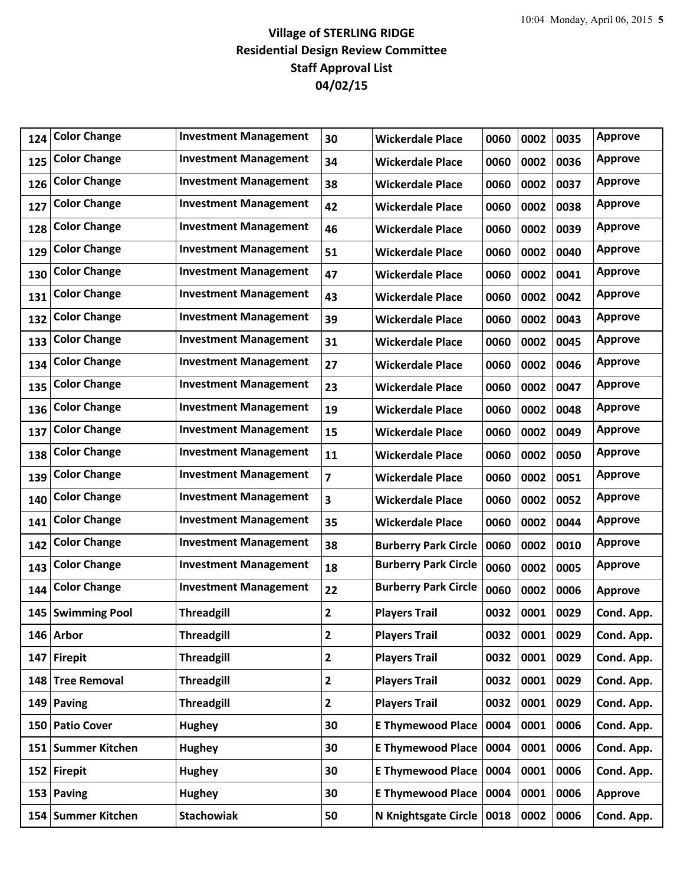# Village of STERLING RIDGE
## Residential Design Review Committee
## Staff Approval List
## 04/02/15

| | | | | | | | | |
|---|---|---|---|---|---|---|---|---|
| 124 | Color Change | Investment Management | 30 | Wickerdale Place | 0060 | 0002 | 0035 | Approve |
| 125 | Color Change | Investment Management | 34 | Wickerdale Place | 0060 | 0002 | 0036 | Approve |
| 126 | Color Change | Investment Management | 38 | Wickerdale Place | 0060 | 0002 | 0037 | Approve |
| 127 | Color Change | Investment Management | 42 | Wickerdale Place | 0060 | 0002 | 0038 | Approve |
| 128 | Color Change | Investment Management | 46 | Wickerdale Place | 0060 | 0002 | 0039 | Approve |
| 129 | Color Change | Investment Management | 51 | Wickerdale Place | 0060 | 0002 | 0040 | Approve |
| 130 | Color Change | Investment Management | 47 | Wickerdale Place | 0060 | 0002 | 0041 | Approve |
| 131 | Color Change | Investment Management | 43 | Wickerdale Place | 0060 | 0002 | 0042 | Approve |
| 132 | Color Change | Investment Management | 39 | Wickerdale Place | 0060 | 0002 | 0043 | Approve |
| 133 | Color Change | Investment Management | 31 | Wickerdale Place | 0060 | 0002 | 0045 | Approve |
| 134 | Color Change | Investment Management | 27 | Wickerdale Place | 0060 | 0002 | 0046 | Approve |
| 135 | Color Change | Investment Management | 23 | Wickerdale Place | 0060 | 0002 | 0047 | Approve |
| 136 | Color Change | Investment Management | 19 | Wickerdale Place | 0060 | 0002 | 0048 | Approve |
| 137 | Color Change | Investment Management | 15 | Wickerdale Place | 0060 | 0002 | 0049 | Approve |
| 138 | Color Change | Investment Management | 11 | Wickerdale Place | 0060 | 0002 | 0050 | Approve |
| 139 | Color Change | Investment Management | 7 | Wickerdale Place | 0060 | 0002 | 0051 | Approve |
| 140 | Color Change | Investment Management | 3 | Wickerdale Place | 0060 | 0002 | 0052 | Approve |
| 141 | Color Change | Investment Management | 35 | Wickerdale Place | 0060 | 0002 | 0044 | Approve |
| 142 | Color Change | Investment Management | 38 | Burberry Park Circle | 0060 | 0002 | 0010 | Approve |
| 143 | Color Change | Investment Management | 18 | Burberry Park Circle | 0060 | 0002 | 0005 | Approve |
| 144 | Color Change | Investment Management | 22 | Burberry Park Circle | 0060 | 0002 | 0006 | Approve |
| 145 | Swimming Pool | Threadgill | 2 | Players Trail | 0032 | 0001 | 0029 | Cond. App. |
| 146 | Arbor | Threadgill | 2 | Players Trail | 0032 | 0001 | 0029 | Cond. App. |
| 147 | Firepit | Threadgill | 2 | Players Trail | 0032 | 0001 | 0029 | Cond. App. |
| 148 | Tree Removal | Threadgill | 2 | Players Trail | 0032 | 0001 | 0029 | Cond. App. |
| 149 | Paving | Threadgill | 2 | Players Trail | 0032 | 0001 | 0029 | Cond. App. |
| 150 | Patio Cover | Hughey | 30 | E Thymewood Place | 0004 | 0001 | 0006 | Cond. App. |
| 151 | Summer Kitchen | Hughey | 30 | E Thymewood Place | 0004 | 0001 | 0006 | Cond. App. |
| 152 | Firepit | Hughey | 30 | E Thymewood Place | 0004 | 0001 | 0006 | Cond. App. |
| 153 | Paving | Hughey | 30 | E Thymewood Place | 0004 | 0001 | 0006 | Approve |
| 154 | Summer Kitchen | Stachowiak | 50 | N Knightsgate Circle | 0018 | 0002 | 0006 | Cond. App. |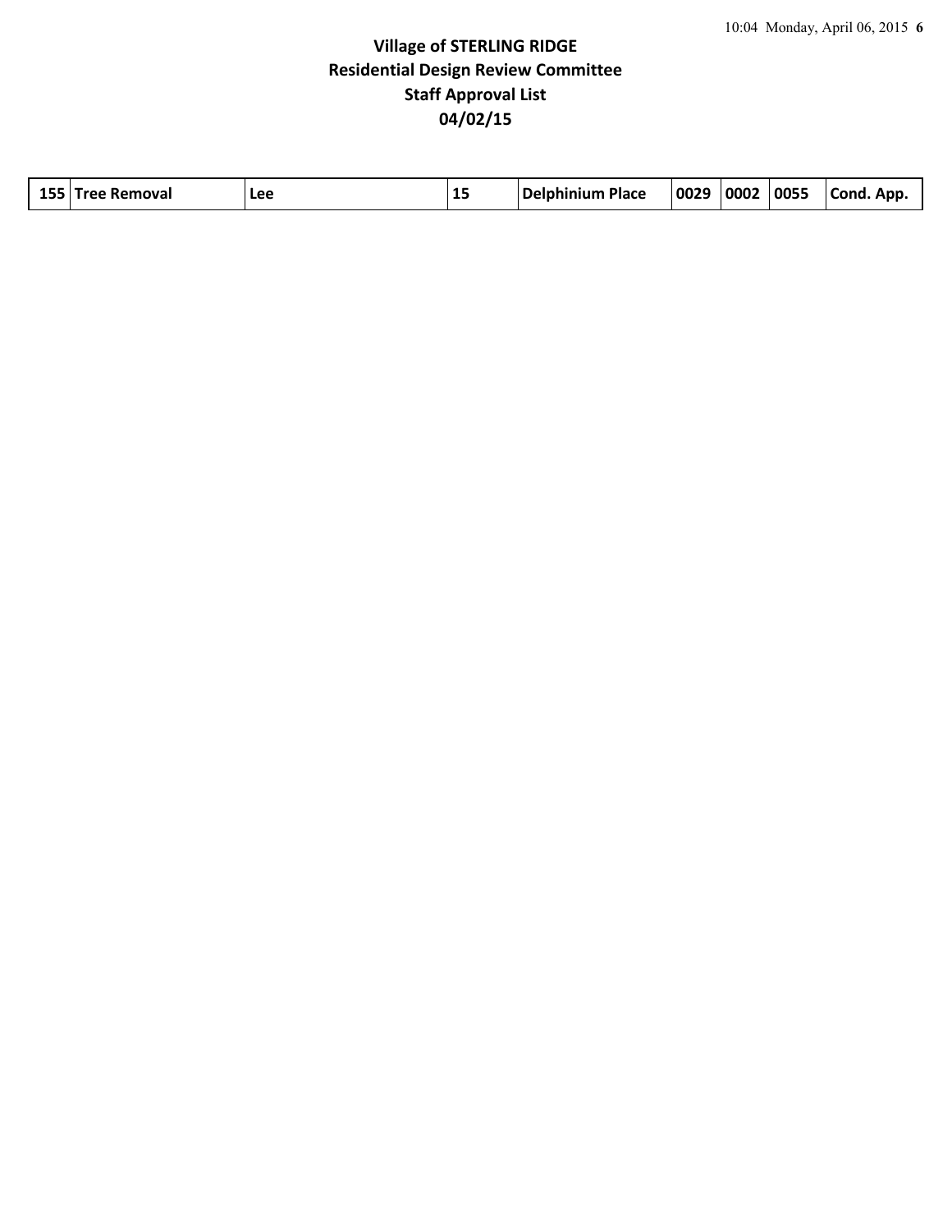# Village of STERLING RIDGE
# Residential Design Review Committee
# Staff Approval List
# 04/02/15

| | | | | | | | | |
|---|---|---|---|---|---|---|---|---|
| 155 | Tree Removal | Lee | 15 | Delphinium Place | 0029 | 0002 | 0055 | Cond. App. |